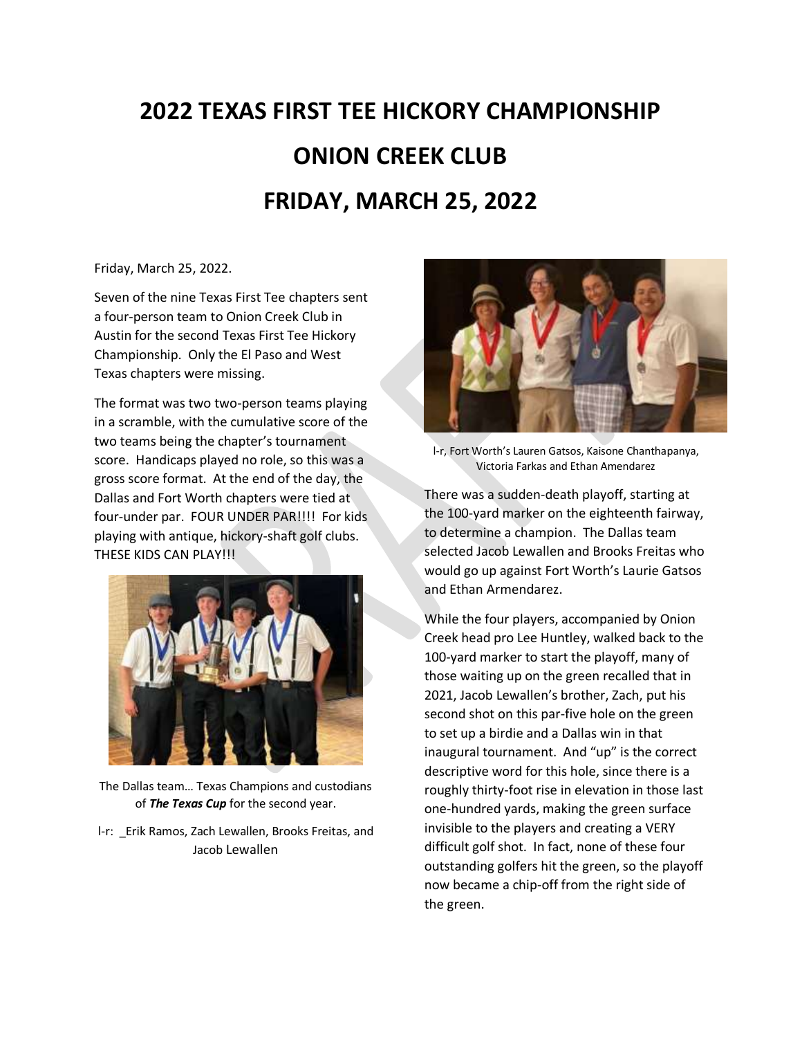# 2022 TEXAS FIRST TEE HICKORY CHAMPIONSHIP

# ONION CREEK CLUB

# FRIDAY, MARCH 25, 2022

Friday, March 25, 2022.

Seven of the nine Texas First Tee chapters sent a four-person team to Onion Creek Club in Austin for the second Texas First Tee Hickory Championship. Only the El Paso and West Texas chapters were missing.

The format was two two-person teams playing in a scramble, with the cumulative score of the two teams being the chapter's tournament score. Handicaps played no role, so this was a gross score format. At the end of the day, the Dallas and Fort Worth chapters were tied at four-under par. FOUR UNDER PAR!!!! For kids playing with antique, hickory-shaft golf clubs. THESE KIDS CAN PLAY!!!

The Dallas team… Texas Champions and custodians of ***The Texas Cup*** for the second year.

l-r: _Erik Ramos, Zach Lewallen, Brooks Freitas, and Jacob Lewallen

l-r, Fort Worth's Lauren Gatsos, Kaisone Chanthapanya, Victoria Farkas and Ethan Amendarez

There was a sudden-death playoff, starting at the 100-yard marker on the eighteenth fairway, to determine a champion. The Dallas team selected Jacob Lewallen and Brooks Freitas who would go up against Fort Worth's Laurie Gatsos and Ethan Armendarez.

While the four players, accompanied by Onion Creek head pro Lee Huntley, walked back to the 100-yard marker to start the playoff, many of those waiting up on the green recalled that in 2021, Jacob Lewallen's brother, Zach, put his second shot on this par-five hole on the green to set up a birdie and a Dallas win in that inaugural tournament. And "up" is the correct descriptive word for this hole, since there is a roughly thirty-foot rise in elevation in those last one-hundred yards, making the green surface invisible to the players and creating a VERY difficult golf shot. In fact, none of these four outstanding golfers hit the green, so the playoff now became a chip-off from the right side of the green.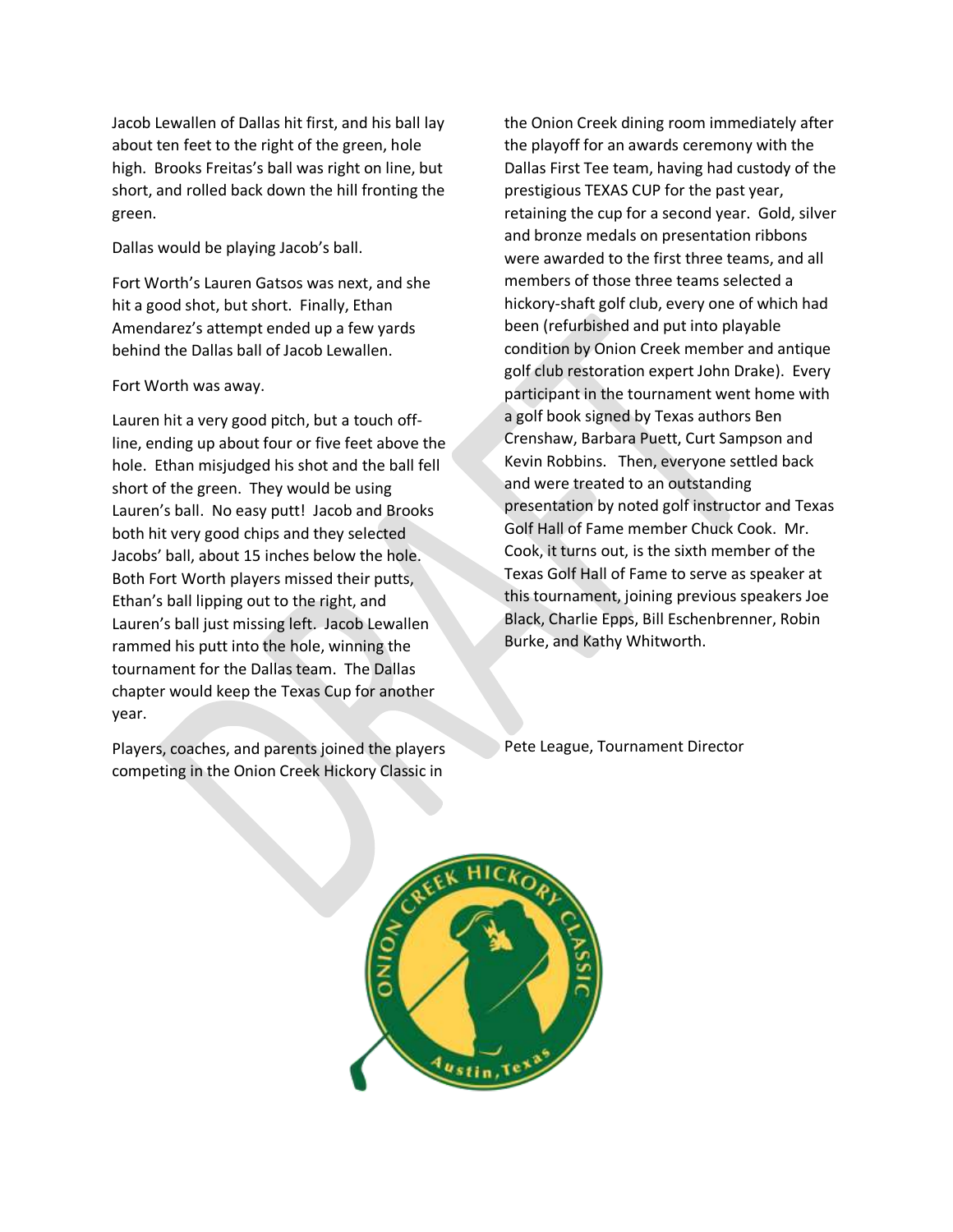Jacob Lewallen of Dallas hit first, and his ball lay about ten feet to the right of the green, hole high. Brooks Freitas's ball was right on line, but short, and rolled back down the hill fronting the green.

Dallas would be playing Jacob's ball.

Fort Worth's Lauren Gatsos was next, and she hit a good shot, but short. Finally, Ethan Amendarez's attempt ended up a few yards behind the Dallas ball of Jacob Lewallen.

Fort Worth was away.

Lauren hit a very good pitch, but a touch off-line, ending up about four or five feet above the hole. Ethan misjudged his shot and the ball fell short of the green. They would be using Lauren's ball. No easy putt! Jacob and Brooks both hit very good chips and they selected Jacobs' ball, about 15 inches below the hole. Both Fort Worth players missed their putts, Ethan's ball lipping out to the right, and Lauren's ball just missing left. Jacob Lewallen rammed his putt into the hole, winning the tournament for the Dallas team. The Dallas chapter would keep the Texas Cup for another year.

Players, coaches, and parents joined the players competing in the Onion Creek Hickory Classic in the Onion Creek dining room immediately after the playoff for an awards ceremony with the Dallas First Tee team, having had custody of the prestigious TEXAS CUP for the past year, retaining the cup for a second year. Gold, silver and bronze medals on presentation ribbons were awarded to the first three teams, and all members of those three teams selected a hickory-shaft golf club, every one of which had been (refurbished and put into playable condition by Onion Creek member and antique golf club restoration expert John Drake). Every participant in the tournament went home with a golf book signed by Texas authors Ben Crenshaw, Barbara Puett, Curt Sampson and Kevin Robbins. Then, everyone settled back and were treated to an outstanding presentation by noted golf instructor and Texas Golf Hall of Fame member Chuck Cook. Mr. Cook, it turns out, is the sixth member of the Texas Golf Hall of Fame to serve as speaker at this tournament, joining previous speakers Joe Black, Charlie Epps, Bill Eschenbrenner, Robin Burke, and Kathy Whitworth.

Pete League, Tournament Director